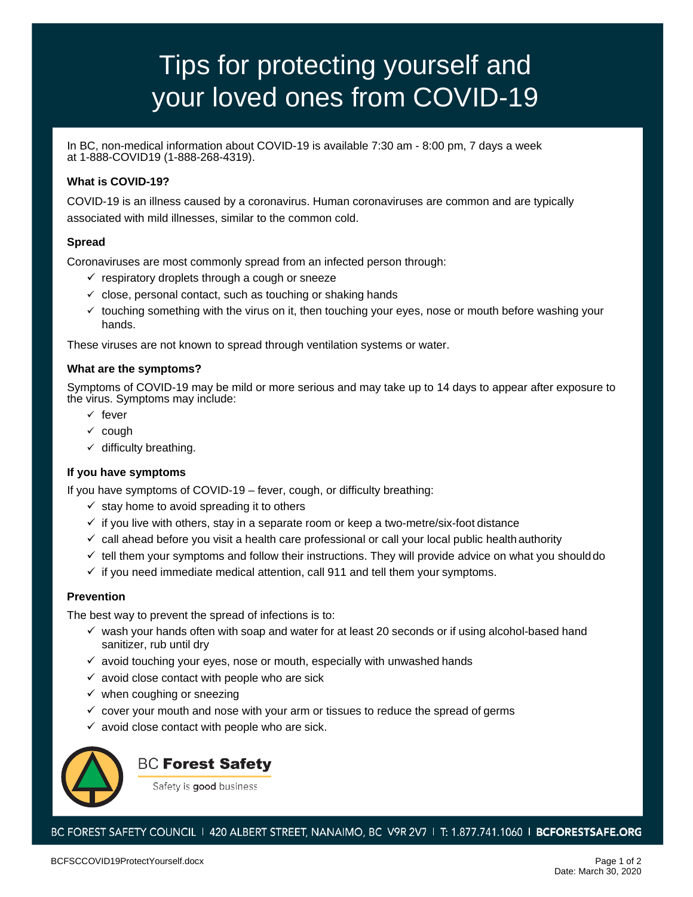# Tips for protecting yourself and your loved ones from COVID-19

In BC, non-medical information about COVID-19 is available 7:30 am - 8:00 pm, 7 days a week at 1-888-COVID19 (1-888-268-4319).

**What is COVID-19?**

COVID-19 is an illness caused by a coronavirus. Human coronaviruses are common and are typically associated with mild illnesses, similar to the common cold.

**Spread**

Coronaviruses are most commonly spread from an infected person through:

- ✓ respiratory droplets through a cough or sneeze
- ✓ close, personal contact, such as touching or shaking hands
- ✓ touching something with the virus on it, then touching your eyes, nose or mouth before washing your hands.

These viruses are not known to spread through ventilation systems or water.

**What are the symptoms?**

Symptoms of COVID-19 may be mild or more serious and may take up to 14 days to appear after exposure to the virus. Symptoms may include:

- ✓ fever
- ✓ cough
- ✓ difficulty breathing.

**If you have symptoms**

If you have symptoms of COVID-19 – fever, cough, or difficulty breathing:

- ✓ stay home to avoid spreading it to others
- ✓ if you live with others, stay in a separate room or keep a two-metre/six-foot distance
- ✓ call ahead before you visit a health care professional or call your local public health authority
- ✓ tell them your symptoms and follow their instructions. They will provide advice on what you should do
- ✓ if you need immediate medical attention, call 911 and tell them your symptoms.

**Prevention**

The best way to prevent the spread of infections is to:

- ✓ wash your hands often with soap and water for at least 20 seconds or if using alcohol-based hand sanitizer, rub until dry
- ✓ avoid touching your eyes, nose or mouth, especially with unwashed hands
- ✓ avoid close contact with people who are sick
- ✓ when coughing or sneezing
- ✓ cover your mouth and nose with your arm or tissues to reduce the spread of germs
- ✓ avoid close contact with people who are sick.

BC **Forest Safety**

Safety is **good** business

BC FOREST SAFETY COUNCIL | 420 ALBERT STREET, NANAIMO, BC V9R 2V7 | T: 1.877.741.1060 | **BCFORESTSAFE.ORG**

BCFSCCOVID19ProtectYourself.docx

Date: March 30, 2020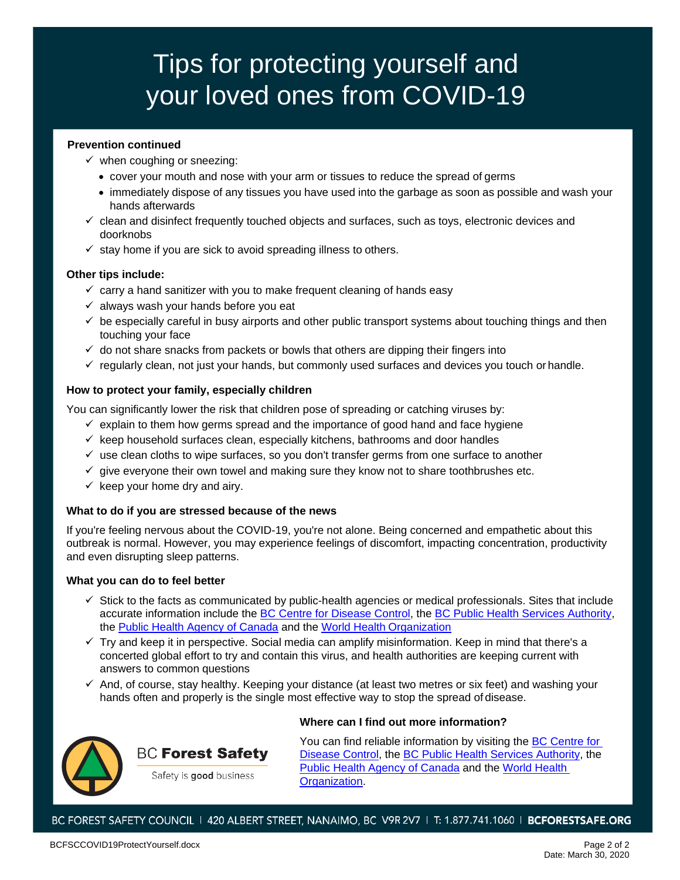# Tips for protecting yourself and your loved ones from COVID-19

**Prevention continued**

- ✓ when coughing or sneezing:
  - cover your mouth and nose with your arm or tissues to reduce the spread of germs
  - immediately dispose of any tissues you have used into the garbage as soon as possible and wash your hands afterwards
- ✓ clean and disinfect frequently touched objects and surfaces, such as toys, electronic devices and doorknobs
- ✓ stay home if you are sick to avoid spreading illness to others.

**Other tips include:**

- ✓ carry a hand sanitizer with you to make frequent cleaning of hands easy
- ✓ always wash your hands before you eat
- ✓ be especially careful in busy airports and other public transport systems about touching things and then touching your face
- ✓ do not share snacks from packets or bowls that others are dipping their fingers into
- ✓ regularly clean, not just your hands, but commonly used surfaces and devices you touch or handle.

**How to protect your family, especially children**

You can significantly lower the risk that children pose of spreading or catching viruses by:

- ✓ explain to them how germs spread and the importance of good hand and face hygiene
- ✓ keep household surfaces clean, especially kitchens, bathrooms and door handles
- ✓ use clean cloths to wipe surfaces, so you don't transfer germs from one surface to another
- ✓ give everyone their own towel and making sure they know not to share toothbrushes etc.
- ✓ keep your home dry and airy.

**What to do if you are stressed because of the news**

If you're feeling nervous about the COVID-19, you're not alone. Being concerned and empathetic about this outbreak is normal. However, you may experience feelings of discomfort, impacting concentration, productivity and even disrupting sleep patterns.

**What you can do to feel better**

- ✓ Stick to the facts as communicated by public-health agencies or medical professionals. Sites that include accurate information include the BC Centre for Disease Control, the BC Public Health Services Authority, the Public Health Agency of Canada and the World Health Organization
- ✓ Try and keep it in perspective. Social media can amplify misinformation. Keep in mind that there's a concerted global effort to try and contain this virus, and health authorities are keeping current with answers to common questions
- ✓ And, of course, stay healthy. Keeping your distance (at least two metres or six feet) and washing your hands often and properly is the single most effective way to stop the spread of disease.

BC **Forest Safety**

Safety is **good** business

**Where can I find out more information?**

You can find reliable information by visiting the BC Centre for Disease Control, the BC Public Health Services Authority, the Public Health Agency of Canada and the World Health Organization.

BC FOREST SAFETY COUNCIL | 420 ALBERT STREET, NANAIMO, BC V9R 2V7 | T: 1.877.741.1060 | **BCFORESTSAFE.ORG**

BCFSCCOVID19ProtectYourself.docx

Date: March 30, 2020